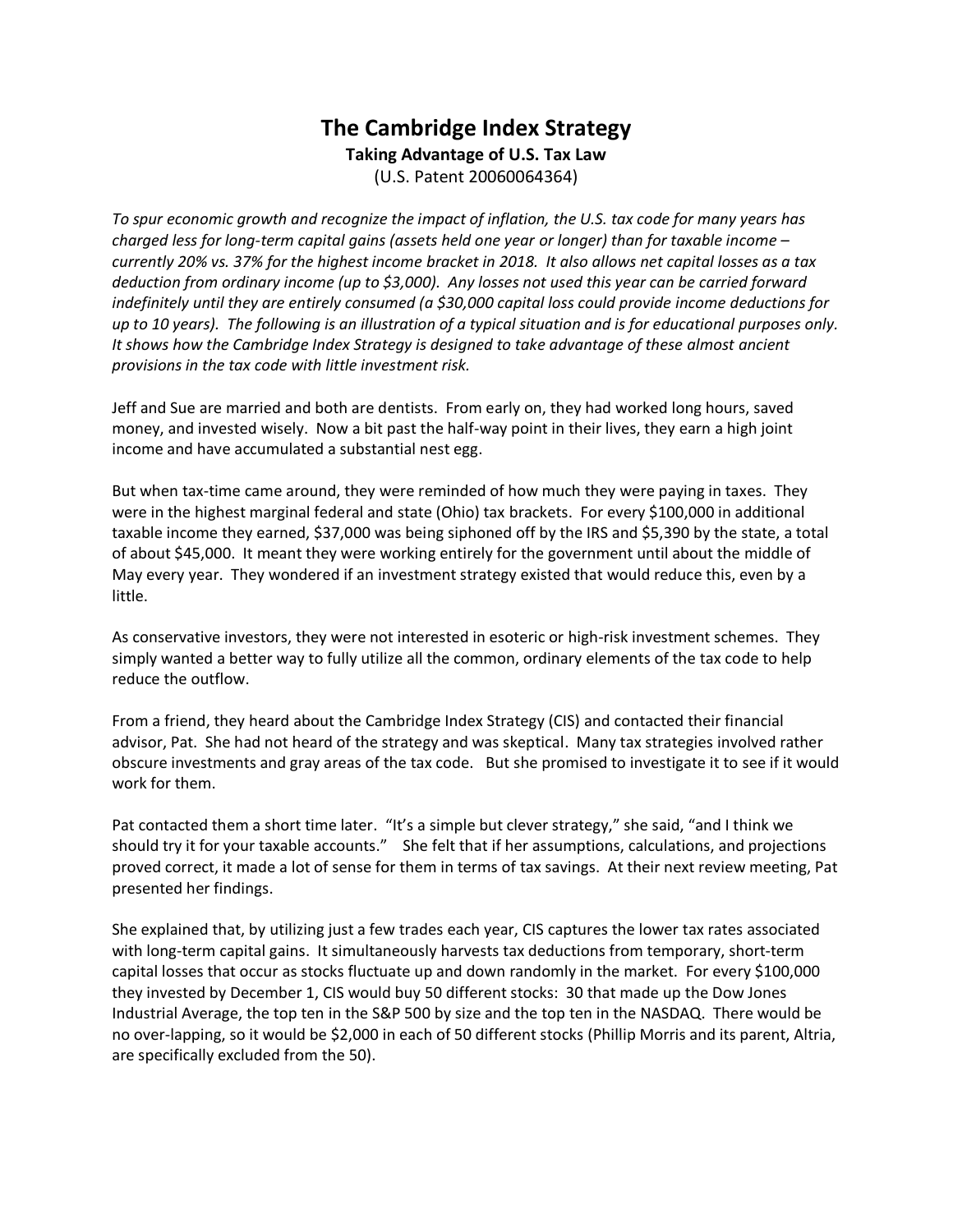# The Cambridge Index Strategy

**Taking Advantage of U.S. Tax Law**

(U.S. Patent 20060064364)

*To spur economic growth and recognize the impact of inflation, the U.S. tax code for many years has charged less for long-term capital gains (assets held one year or longer) than for taxable income – currently 20% vs. 37% for the highest income bracket in 2018. It also allows net capital losses as a tax deduction from ordinary income (up to $3,000). Any losses not used this year can be carried forward indefinitely until they are entirely consumed (a $30,000 capital loss could provide income deductions for up to 10 years). The following is an illustration of a typical situation and is for educational purposes only. It shows how the Cambridge Index Strategy is designed to take advantage of these almost ancient provisions in the tax code with little investment risk.*

Jeff and Sue are married and both are dentists. From early on, they had worked long hours, saved money, and invested wisely. Now a bit past the half-way point in their lives, they earn a high joint income and have accumulated a substantial nest egg.

But when tax-time came around, they were reminded of how much they were paying in taxes. They were in the highest marginal federal and state (Ohio) tax brackets. For every $100,000 in additional taxable income they earned, $37,000 was being siphoned off by the IRS and $5,390 by the state, a total of about $45,000. It meant they were working entirely for the government until about the middle of May every year. They wondered if an investment strategy existed that would reduce this, even by a little.

As conservative investors, they were not interested in esoteric or high-risk investment schemes. They simply wanted a better way to fully utilize all the common, ordinary elements of the tax code to help reduce the outflow.

From a friend, they heard about the Cambridge Index Strategy (CIS) and contacted their financial advisor, Pat. She had not heard of the strategy and was skeptical. Many tax strategies involved rather obscure investments and gray areas of the tax code. But she promised to investigate it to see if it would work for them.

Pat contacted them a short time later. "It's a simple but clever strategy," she said, "and I think we should try it for your taxable accounts." She felt that if her assumptions, calculations, and projections proved correct, it made a lot of sense for them in terms of tax savings. At their next review meeting, Pat presented her findings.

She explained that, by utilizing just a few trades each year, CIS captures the lower tax rates associated with long-term capital gains. It simultaneously harvests tax deductions from temporary, short-term capital losses that occur as stocks fluctuate up and down randomly in the market. For every $100,000 they invested by December 1, CIS would buy 50 different stocks: 30 that made up the Dow Jones Industrial Average, the top ten in the S&P 500 by size and the top ten in the NASDAQ. There would be no over-lapping, so it would be $2,000 in each of 50 different stocks (Phillip Morris and its parent, Altria, are specifically excluded from the 50).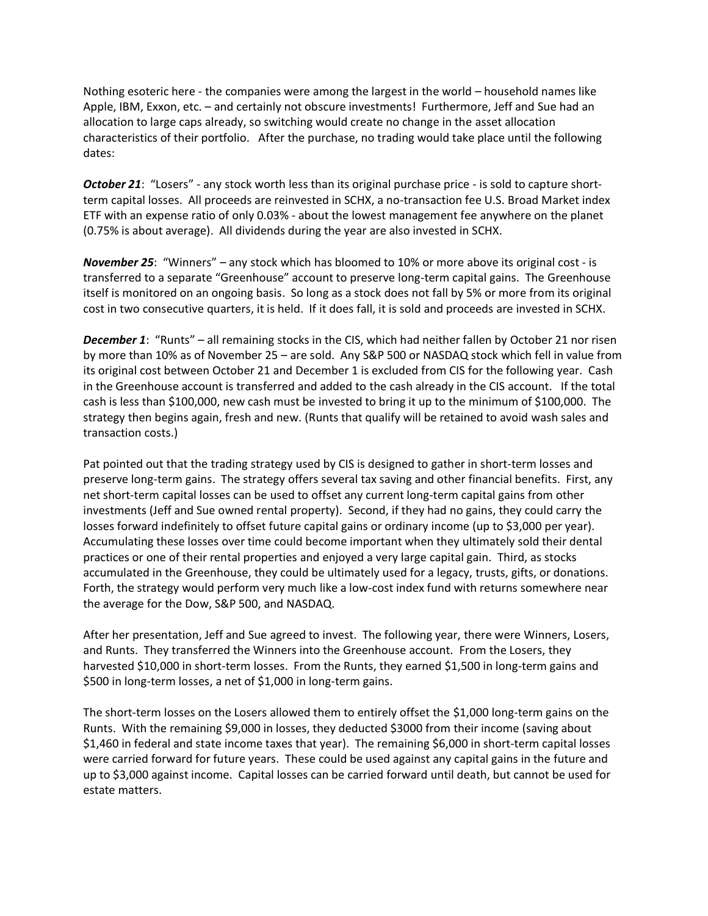Nothing esoteric here - the companies were among the largest in the world – household names like Apple, IBM, Exxon, etc. – and certainly not obscure investments! Furthermore, Jeff and Sue had an allocation to large caps already, so switching would create no change in the asset allocation characteristics of their portfolio. After the purchase, no trading would take place until the following dates:

***October 21***: "Losers" - any stock worth less than its original purchase price - is sold to capture short-term capital losses. All proceeds are reinvested in SCHX, a no-transaction fee U.S. Broad Market index ETF with an expense ratio of only 0.03% - about the lowest management fee anywhere on the planet (0.75% is about average). All dividends during the year are also invested in SCHX.

***November 25***: "Winners" – any stock which has bloomed to 10% or more above its original cost - is transferred to a separate "Greenhouse" account to preserve long-term capital gains. The Greenhouse itself is monitored on an ongoing basis. So long as a stock does not fall by 5% or more from its original cost in two consecutive quarters, it is held. If it does fall, it is sold and proceeds are invested in SCHX.

***December 1***: "Runts" – all remaining stocks in the CIS, which had neither fallen by October 21 nor risen by more than 10% as of November 25 – are sold. Any S&P 500 or NASDAQ stock which fell in value from its original cost between October 21 and December 1 is excluded from CIS for the following year. Cash in the Greenhouse account is transferred and added to the cash already in the CIS account. If the total cash is less than $100,000, new cash must be invested to bring it up to the minimum of $100,000. The strategy then begins again, fresh and new. (Runts that qualify will be retained to avoid wash sales and transaction costs.)

Pat pointed out that the trading strategy used by CIS is designed to gather in short-term losses and preserve long-term gains. The strategy offers several tax saving and other financial benefits. First, any net short-term capital losses can be used to offset any current long-term capital gains from other investments (Jeff and Sue owned rental property). Second, if they had no gains, they could carry the losses forward indefinitely to offset future capital gains or ordinary income (up to $3,000 per year). Accumulating these losses over time could become important when they ultimately sold their dental practices or one of their rental properties and enjoyed a very large capital gain. Third, as stocks accumulated in the Greenhouse, they could be ultimately used for a legacy, trusts, gifts, or donations. Forth, the strategy would perform very much like a low-cost index fund with returns somewhere near the average for the Dow, S&P 500, and NASDAQ.

After her presentation, Jeff and Sue agreed to invest. The following year, there were Winners, Losers, and Runts. They transferred the Winners into the Greenhouse account. From the Losers, they harvested $10,000 in short-term losses. From the Runts, they earned $1,500 in long-term gains and $500 in long-term losses, a net of $1,000 in long-term gains.

The short-term losses on the Losers allowed them to entirely offset the $1,000 long-term gains on the Runts. With the remaining $9,000 in losses, they deducted $3000 from their income (saving about $1,460 in federal and state income taxes that year). The remaining $6,000 in short-term capital losses were carried forward for future years. These could be used against any capital gains in the future and up to $3,000 against income. Capital losses can be carried forward until death, but cannot be used for estate matters.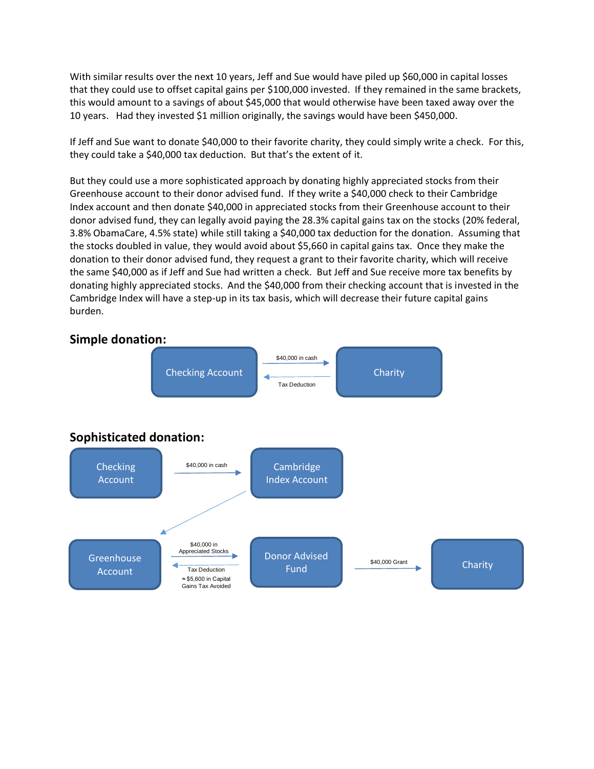With similar results over the next 10 years, Jeff and Sue would have piled up $60,000 in capital losses that they could use to offset capital gains per $100,000 invested. If they remained in the same brackets, this would amount to a savings of about $45,000 that would otherwise have been taxed away over the 10 years. Had they invested $1 million originally, the savings would have been $450,000.

If Jeff and Sue want to donate $40,000 to their favorite charity, they could simply write a check. For this, they could take a $40,000 tax deduction. But that's the extent of it.

But they could use a more sophisticated approach by donating highly appreciated stocks from their Greenhouse account to their donor advised fund. If they write a $40,000 check to their Cambridge Index account and then donate $40,000 in appreciated stocks from their Greenhouse account to their donor advised fund, they can legally avoid paying the 28.3% capital gains tax on the stocks (20% federal, 3.8% ObamaCare, 4.5% state) while still taking a $40,000 tax deduction for the donation. Assuming that the stocks doubled in value, they would avoid about $5,660 in capital gains tax. Once they make the donation to their donor advised fund, they request a grant to their favorite charity, which will receive the same $40,000 as if Jeff and Sue had written a check. But Jeff and Sue receive more tax benefits by donating highly appreciated stocks. And the $40,000 from their checking account that is invested in the Cambridge Index will have a step-up in its tax basis, which will decrease their future capital gains burden.

## Simple donation:

Checking Account

$40,000 in cash

Tax Deduction

Charity

## Sophisticated donation:

Checking Account

$40,000 in cash

Cambridge Index Account

Greenhouse Account

$40,000 in Appreciated Stocks

Tax Deduction

≈ $5,600 in Capital Gains Tax Avoided

Donor Advised Fund

$40,000 Grant

Charity